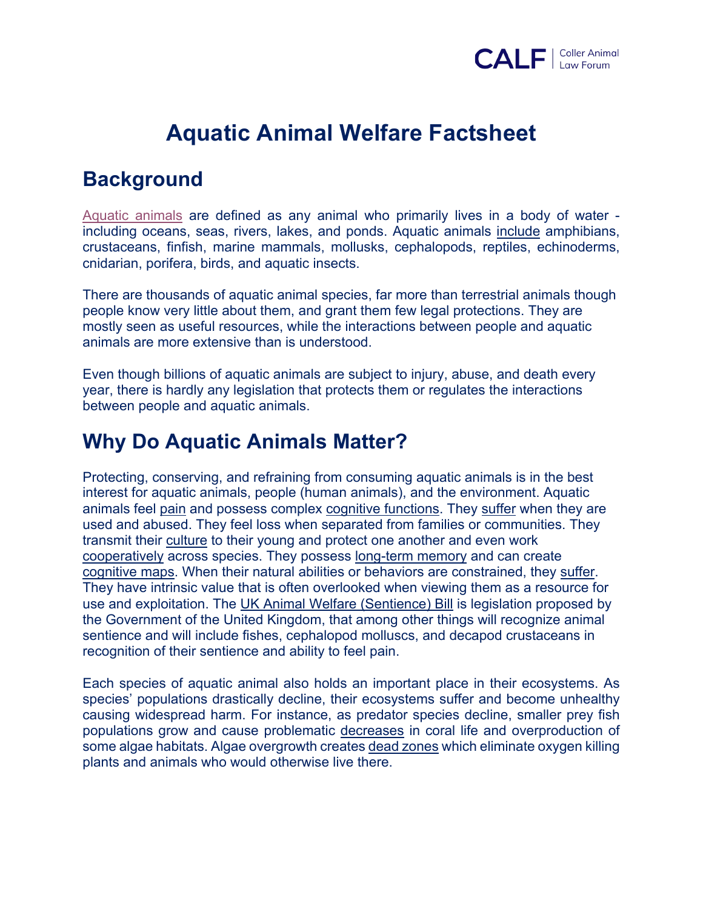# Aquatic Animal Welfare Factsheet

## Background

Aquatic animals are defined as any animal who primarily lives in a body of water - including oceans, seas, rivers, lakes, and ponds. Aquatic animals include amphibians, crustaceans, finfish, marine mammals, mollusks, cephalopods, reptiles, echinoderms, cnidarian, porifera, birds, and aquatic insects.

There are thousands of aquatic animal species, far more than terrestrial animals though people know very little about them, and grant them few legal protections. They are mostly seen as useful resources, while the interactions between people and aquatic animals are more extensive than is understood.

Even though billions of aquatic animals are subject to injury, abuse, and death every year, there is hardly any legislation that protects them or regulates the interactions between people and aquatic animals.

## Why Do Aquatic Animals Matter?

Protecting, conserving, and refraining from consuming aquatic animals is in the best interest for aquatic animals, people (human animals), and the environment. Aquatic animals feel pain and possess complex cognitive functions. They suffer when they are used and abused. They feel loss when separated from families or communities. They transmit their culture to their young and protect one another and even work cooperatively across species. They possess long-term memory and can create cognitive maps. When their natural abilities or behaviors are constrained, they suffer. They have intrinsic value that is often overlooked when viewing them as a resource for use and exploitation. The UK Animal Welfare (Sentience) Bill is legislation proposed by the Government of the United Kingdom, that among other things will recognize animal sentience and will include fishes, cephalopod molluscs, and decapod crustaceans in recognition of their sentience and ability to feel pain.

Each species of aquatic animal also holds an important place in their ecosystems. As species' populations drastically decline, their ecosystems suffer and become unhealthy causing widespread harm. For instance, as predator species decline, smaller prey fish populations grow and cause problematic decreases in coral life and overproduction of some algae habitats. Algae overgrowth creates dead zones which eliminate oxygen killing plants and animals who would otherwise live there.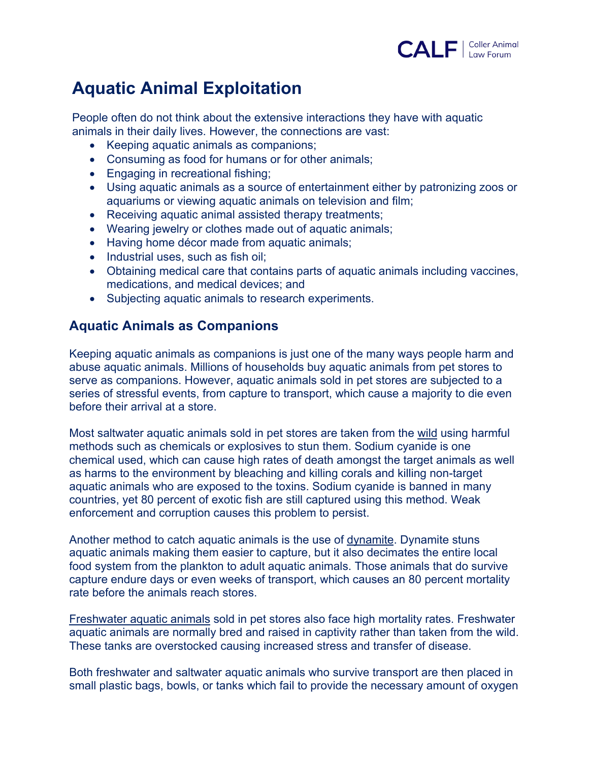# Aquatic Animal Exploitation

People often do not think about the extensive interactions they have with aquatic animals in their daily lives. However, the connections are vast:

- Keeping aquatic animals as companions;
- Consuming as food for humans or for other animals;
- Engaging in recreational fishing;
- Using aquatic animals as a source of entertainment either by patronizing zoos or aquariums or viewing aquatic animals on television and film;
- Receiving aquatic animal assisted therapy treatments;
- Wearing jewelry or clothes made out of aquatic animals;
- Having home décor made from aquatic animals;
- Industrial uses, such as fish oil;
- Obtaining medical care that contains parts of aquatic animals including vaccines, medications, and medical devices; and
- Subjecting aquatic animals to research experiments.

## Aquatic Animals as Companions

Keeping aquatic animals as companions is just one of the many ways people harm and abuse aquatic animals. Millions of households buy aquatic animals from pet stores to serve as companions. However, aquatic animals sold in pet stores are subjected to a series of stressful events, from capture to transport, which cause a majority to die even before their arrival at a store.

Most saltwater aquatic animals sold in pet stores are taken from the wild using harmful methods such as chemicals or explosives to stun them. Sodium cyanide is one chemical used, which can cause high rates of death amongst the target animals as well as harms to the environment by bleaching and killing corals and killing non-target aquatic animals who are exposed to the toxins. Sodium cyanide is banned in many countries, yet 80 percent of exotic fish are still captured using this method. Weak enforcement and corruption causes this problem to persist.

Another method to catch aquatic animals is the use of dynamite. Dynamite stuns aquatic animals making them easier to capture, but it also decimates the entire local food system from the plankton to adult aquatic animals. Those animals that do survive capture endure days or even weeks of transport, which causes an 80 percent mortality rate before the animals reach stores.

Freshwater aquatic animals sold in pet stores also face high mortality rates. Freshwater aquatic animals are normally bred and raised in captivity rather than taken from the wild. These tanks are overstocked causing increased stress and transfer of disease.

Both freshwater and saltwater aquatic animals who survive transport are then placed in small plastic bags, bowls, or tanks which fail to provide the necessary amount of oxygen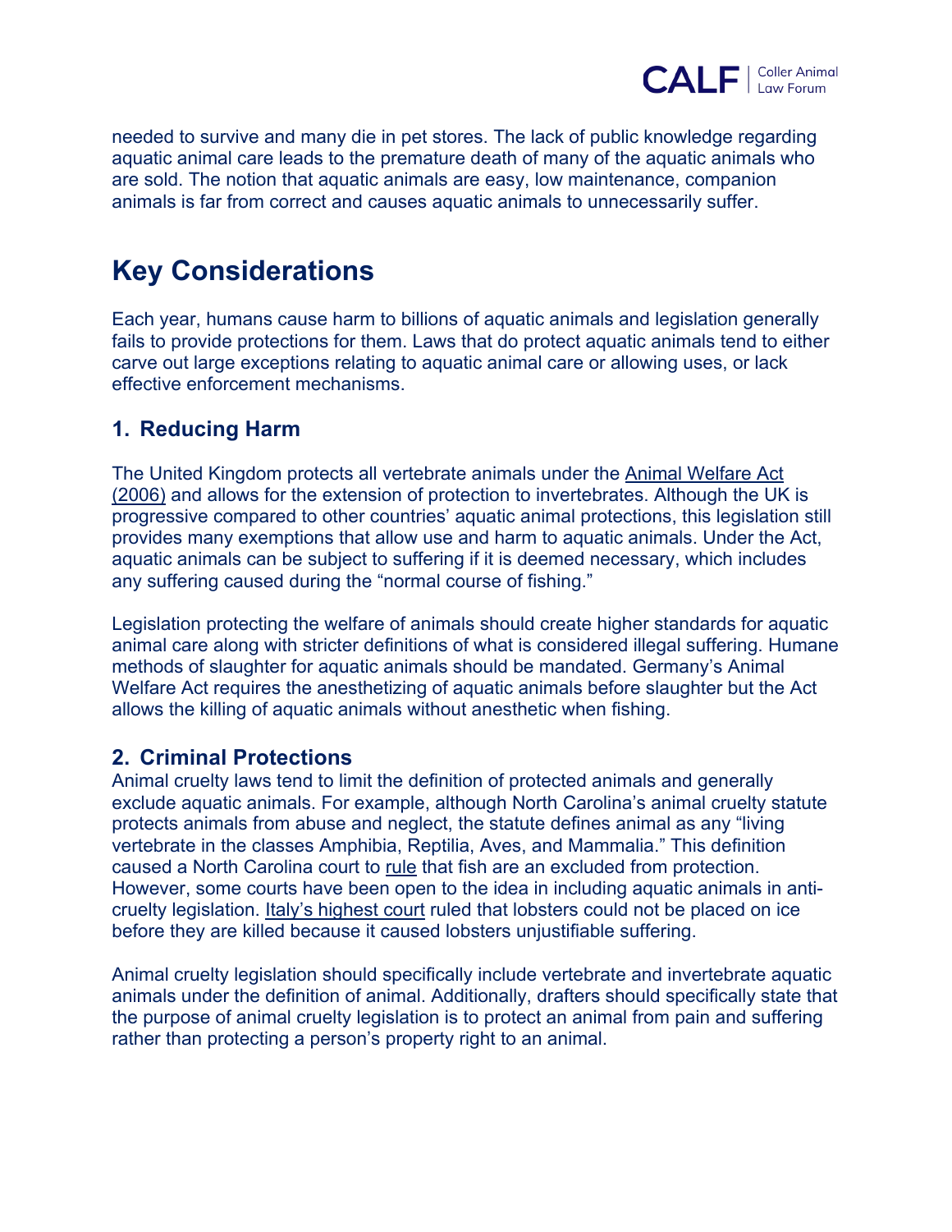needed to survive and many die in pet stores. The lack of public knowledge regarding aquatic animal care leads to the premature death of many of the aquatic animals who are sold. The notion that aquatic animals are easy, low maintenance, companion animals is far from correct and causes aquatic animals to unnecessarily suffer.

# Key Considerations

Each year, humans cause harm to billions of aquatic animals and legislation generally fails to provide protections for them. Laws that do protect aquatic animals tend to either carve out large exceptions relating to aquatic animal care or allowing uses, or lack effective enforcement mechanisms.

## 1. Reducing Harm

The United Kingdom protects all vertebrate animals under the Animal Welfare Act (2006) and allows for the extension of protection to invertebrates. Although the UK is progressive compared to other countries' aquatic animal protections, this legislation still provides many exemptions that allow use and harm to aquatic animals. Under the Act, aquatic animals can be subject to suffering if it is deemed necessary, which includes any suffering caused during the "normal course of fishing."

Legislation protecting the welfare of animals should create higher standards for aquatic animal care along with stricter definitions of what is considered illegal suffering. Humane methods of slaughter for aquatic animals should be mandated. Germany's Animal Welfare Act requires the anesthetizing of aquatic animals before slaughter but the Act allows the killing of aquatic animals without anesthetic when fishing.

## 2. Criminal Protections

Animal cruelty laws tend to limit the definition of protected animals and generally exclude aquatic animals. For example, although North Carolina's animal cruelty statute protects animals from abuse and neglect, the statute defines animal as any "living vertebrate in the classes Amphibia, Reptilia, Aves, and Mammalia." This definition caused a North Carolina court to rule that fish are an excluded from protection. However, some courts have been open to the idea in including aquatic animals in anti-cruelty legislation. Italy's highest court ruled that lobsters could not be placed on ice before they are killed because it caused lobsters unjustifiable suffering.

Animal cruelty legislation should specifically include vertebrate and invertebrate aquatic animals under the definition of animal. Additionally, drafters should specifically state that the purpose of animal cruelty legislation is to protect an animal from pain and suffering rather than protecting a person's property right to an animal.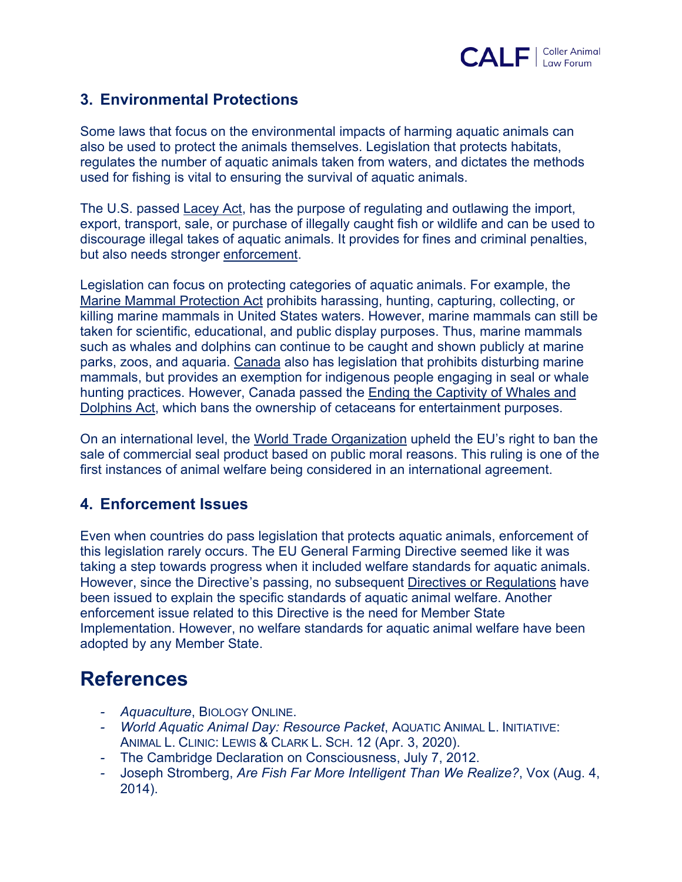## 3. Environmental Protections

Some laws that focus on the environmental impacts of harming aquatic animals can also be used to protect the animals themselves. Legislation that protects habitats, regulates the number of aquatic animals taken from waters, and dictates the methods used for fishing is vital to ensuring the survival of aquatic animals.

The U.S. passed Lacey Act, has the purpose of regulating and outlawing the import, export, transport, sale, or purchase of illegally caught fish or wildlife and can be used to discourage illegal takes of aquatic animals. It provides for fines and criminal penalties, but also needs stronger enforcement.

Legislation can focus on protecting categories of aquatic animals. For example, the Marine Mammal Protection Act prohibits harassing, hunting, capturing, collecting, or killing marine mammals in United States waters. However, marine mammals can still be taken for scientific, educational, and public display purposes. Thus, marine mammals such as whales and dolphins can continue to be caught and shown publicly at marine parks, zoos, and aquaria. Canada also has legislation that prohibits disturbing marine mammals, but provides an exemption for indigenous people engaging in seal or whale hunting practices. However, Canada passed the Ending the Captivity of Whales and Dolphins Act, which bans the ownership of cetaceans for entertainment purposes.

On an international level, the World Trade Organization upheld the EU's right to ban the sale of commercial seal product based on public moral reasons. This ruling is one of the first instances of animal welfare being considered in an international agreement.

## 4. Enforcement Issues

Even when countries do pass legislation that protects aquatic animals, enforcement of this legislation rarely occurs. The EU General Farming Directive seemed like it was taking a step towards progress when it included welfare standards for aquatic animals. However, since the Directive's passing, no subsequent Directives or Regulations have been issued to explain the specific standards of aquatic animal welfare. Another enforcement issue related to this Directive is the need for Member State Implementation. However, no welfare standards for aquatic animal welfare have been adopted by any Member State.

# References

- *Aquaculture*, BIOLOGY ONLINE.
- *World Aquatic Animal Day: Resource Packet*, AQUATIC ANIMAL L. INITIATIVE: ANIMAL L. CLINIC: LEWIS & CLARK L. SCH. 12 (Apr. 3, 2020).
- The Cambridge Declaration on Consciousness, July 7, 2012.
- Joseph Stromberg, *Are Fish Far More Intelligent Than We Realize?*, Vox (Aug. 4, 2014).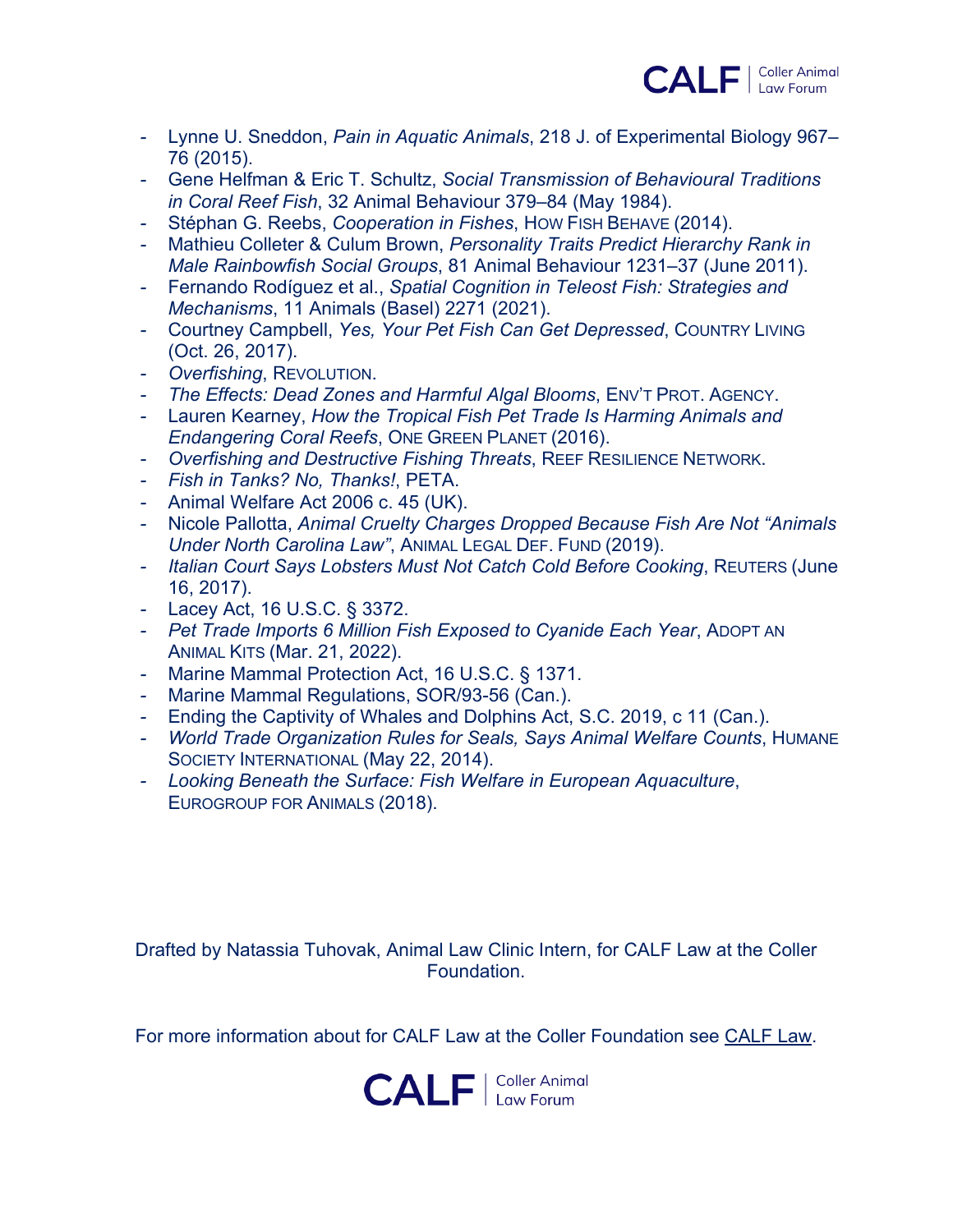- Lynne U. Sneddon, *Pain in Aquatic Animals*, 218 J. of Experimental Biology 967–76 (2015).
- Gene Helfman & Eric T. Schultz, *Social Transmission of Behavioural Traditions in Coral Reef Fish*, 32 Animal Behaviour 379–84 (May 1984).
- Stéphan G. Reebs, *Cooperation in Fishes*, HOW FISH BEHAVE (2014).
- Mathieu Colleter & Culum Brown, *Personality Traits Predict Hierarchy Rank in Male Rainbowfish Social Groups*, 81 Animal Behaviour 1231–37 (June 2011).
- Fernando Rodíguez et al., *Spatial Cognition in Teleost Fish: Strategies and Mechanisms*, 11 Animals (Basel) 2271 (2021).
- Courtney Campbell, *Yes, Your Pet Fish Can Get Depressed*, COUNTRY LIVING (Oct. 26, 2017).
- *Overfishing*, REVOLUTION.
- *The Effects: Dead Zones and Harmful Algal Blooms*, ENV'T PROT. AGENCY.
- Lauren Kearney, *How the Tropical Fish Pet Trade Is Harming Animals and Endangering Coral Reefs*, ONE GREEN PLANET (2016).
- *Overfishing and Destructive Fishing Threats*, REEF RESILIENCE NETWORK.
- *Fish in Tanks? No, Thanks!*, PETA.
- Animal Welfare Act 2006 c. 45 (UK).
- Nicole Pallotta, *Animal Cruelty Charges Dropped Because Fish Are Not "Animals Under North Carolina Law"*, ANIMAL LEGAL DEF. FUND (2019).
- *Italian Court Says Lobsters Must Not Catch Cold Before Cooking*, REUTERS (June 16, 2017).
- Lacey Act, 16 U.S.C. § 3372.
- *Pet Trade Imports 6 Million Fish Exposed to Cyanide Each Year*, ADOPT AN ANIMAL KITS (Mar. 21, 2022).
- Marine Mammal Protection Act, 16 U.S.C. § 1371.
- Marine Mammal Regulations, SOR/93-56 (Can.).
- Ending the Captivity of Whales and Dolphins Act, S.C. 2019, c 11 (Can.).
- *World Trade Organization Rules for Seals, Says Animal Welfare Counts*, HUMANE SOCIETY INTERNATIONAL (May 22, 2014).
- *Looking Beneath the Surface: Fish Welfare in European Aquaculture*, EUROGROUP FOR ANIMALS (2018).

Drafted by Natassia Tuhovak, Animal Law Clinic Intern, for CALF Law at the Coller Foundation.

For more information about for CALF Law at the Coller Foundation see CALF Law.